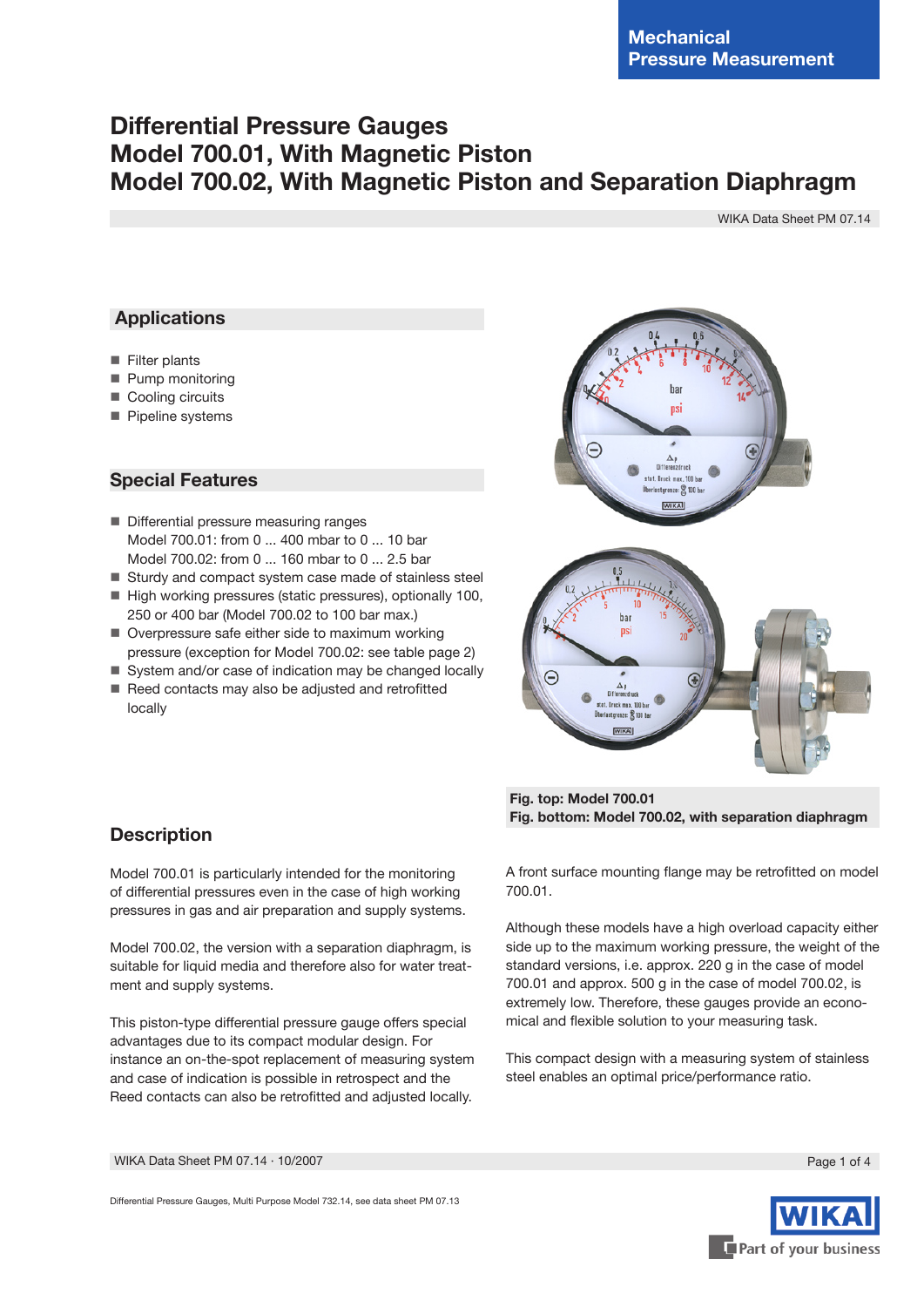Mechanical Pressure Measurement

# Differential Pressure Gauges
# Model 700.01, With Magnetic Piston
# Model 700.02, With Magnetic Piston and Separation Diaphragm

WIKA Data Sheet PM 07.14

## Applications

- Filter plants
- Pump monitoring
- Cooling circuits
- Pipeline systems

## Special Features

- Differential pressure measuring ranges
  Model 700.01: from 0 ... 400 mbar to 0 ... 10 bar
  Model 700.02: from 0 ... 160 mbar to 0 ... 2.5 bar
- Sturdy and compact system case made of stainless steel
- High working pressures (static pressures), optionally 100, 250 or 400 bar (Model 700.02 to 100 bar max.)
- Overpressure safe either side to maximum working pressure (exception for Model 700.02: see table page 2)
- System and/or case of indication may be changed locally
- Reed contacts may also be adjusted and retrofitted locally

**Fig. top: Model 700.01**
**Fig. bottom: Model 700.02, with separation diaphragm**

## Description

Model 700.01 is particularly intended for the monitoring of differential pressures even in the case of high working pressures in gas and air preparation and supply systems.

Model 700.02, the version with a separation diaphragm, is suitable for liquid media and therefore also for water treatment and supply systems.

This piston-type differential pressure gauge offers special advantages due to its compact modular design. For instance an on-the-spot replacement of measuring system and case of indication is possible in retrospect and the Reed contacts can also be retrofitted and adjusted locally.

A front surface mounting flange may be retrofitted on model 700.01.

Although these models have a high overload capacity either side up to the maximum working pressure, the weight of the standard versions, i.e. approx. 220 g in the case of model 700.01 and approx. 500 g in the case of model 700.02, is extremely low. Therefore, these gauges provide an economical and flexible solution to your measuring task.

This compact design with a measuring system of stainless steel enables an optimal price/performance ratio.

Differential Pressure Gauges, Multi Purpose Model 732.14, see data sheet PM 07.13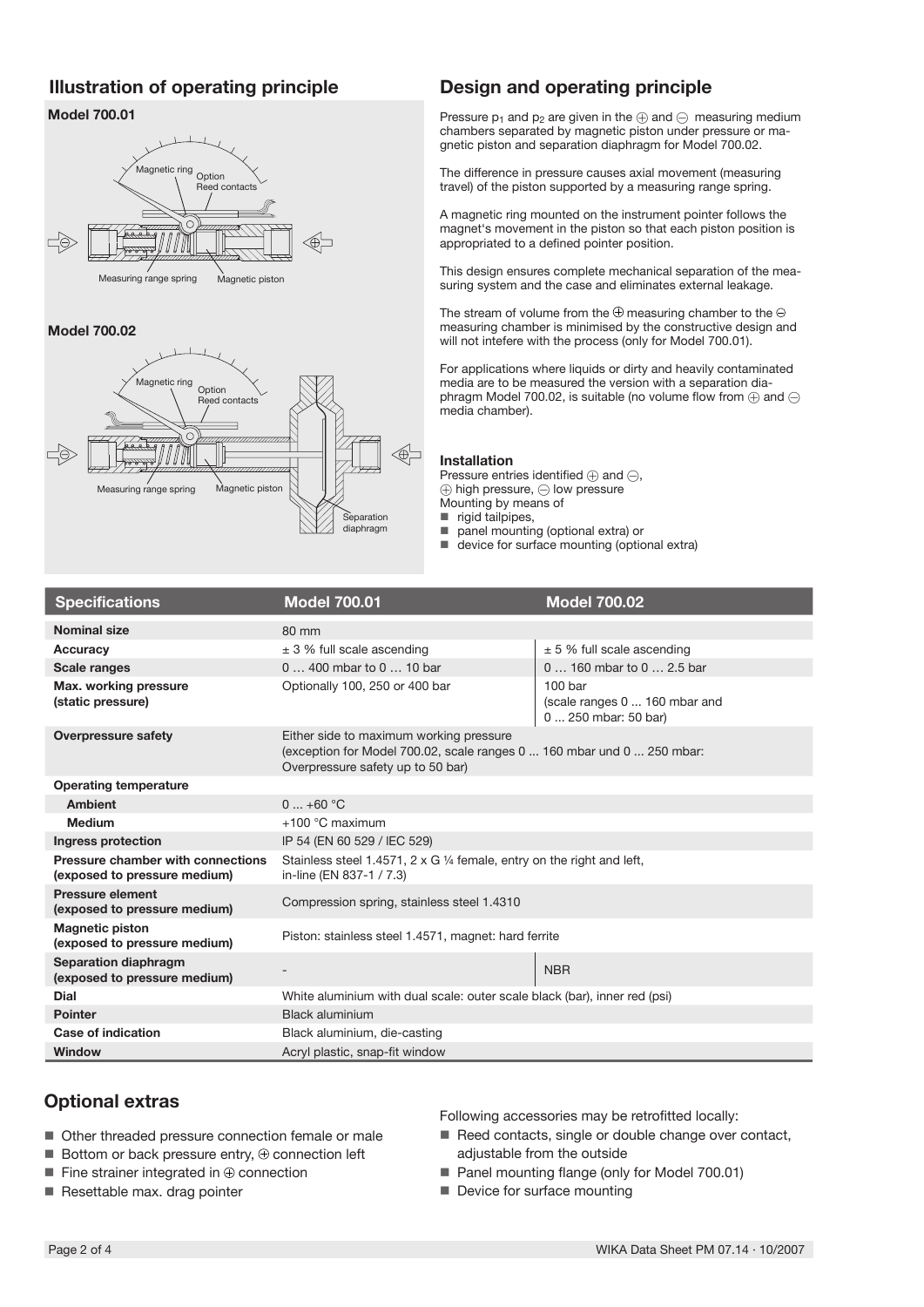## Illustration of operating principle

### Model 700.01

Magnetic ring

Option Reed contacts

Measuring range spring

Magnetic piston

### Model 700.02

Magnetic ring

Option Reed contacts

Measuring range spring

Magnetic piston

Separation diaphragm

## Design and operating principle

Pressure $p_1$ and $p_2$ are given in the ⊕ and ⊖ measuring medium chambers separated by magnetic piston under pressure or magnetic piston and separation diaphragm for Model 700.02.

The difference in pressure causes axial movement (measuring travel) of the piston supported by a measuring range spring.

A magnetic ring mounted on the instrument pointer follows the magnet's movement in the piston so that each piston position is appropriated to a defined pointer position.

This design ensures complete mechanical separation of the measuring system and the case and eliminates external leakage.

The stream of volume from the ⊕ measuring chamber to the ⊖ measuring chamber is minimised by the constructive design and will not intefere with the process (only for Model 700.01).

For applications where liquids or dirty and heavily contaminated media are to be measured the version with a separation diaphragm Model 700.02, is suitable (no volume flow from ⊕ and ⊖ media chamber).

### Installation

Pressure entries identified ⊕ and ⊖,
⊕ high pressure, ⊖ low pressure
Mounting by means of

- rigid tailpipes,
- panel mounting (optional extra) or
- device for surface mounting (optional extra)

| Specifications | Model 700.01 | Model 700.02 |
|---|---|---|
| **Nominal size** | 80 mm | |
| **Accuracy** | ± 3 % full scale ascending | ± 5 % full scale ascending |
| **Scale ranges** | 0 … 400 mbar to 0 … 10 bar | 0 … 160 mbar to 0 … 2.5 bar |
| **Max. working pressure (static pressure)** | Optionally 100, 250 or 400 bar | 100 bar (scale ranges 0 ... 160 mbar and 0 ... 250 mbar: 50 bar) |
| **Overpressure safety** | Either side to maximum working pressure (exception for Model 700.02, scale ranges 0 ... 160 mbar und 0 ... 250 mbar: Overpressure safety up to 50 bar) | |
| **Operating temperature** | | |
| **Ambient** | 0 ... +60 °C | |
| **Medium** | +100 °C maximum | |
| **Ingress protection** | IP 54 (EN 60 529 / IEC 529) | |
| **Pressure chamber with connections (exposed to pressure medium)** | Stainless steel 1.4571, 2 x G ¼ female, entry on the right and left, in-line (EN 837-1 / 7.3) | |
| **Pressure element (exposed to pressure medium)** | Compression spring, stainless steel 1.4310 | |
| **Magnetic piston (exposed to pressure medium)** | Piston: stainless steel 1.4571, magnet: hard ferrite | |
| **Separation diaphragm (exposed to pressure medium)** | - | NBR |
| **Dial** | White aluminium with dual scale: outer scale black (bar), inner red (psi) | |
| **Pointer** | Black aluminium | |
| **Case of indication** | Black aluminium, die-casting | |
| **Window** | Acryl plastic, snap-fit window | |

## Optional extras

- Other threaded pressure connection female or male
- Bottom or back pressure entry, ⊕ connection left
- Fine strainer integrated in ⊕ connection
- Resettable max. drag pointer

Following accessories may be retrofitted locally:

- Reed contacts, single or double change over contact, adjustable from the outside
- Panel mounting flange (only for Model 700.01)
- Device for surface mounting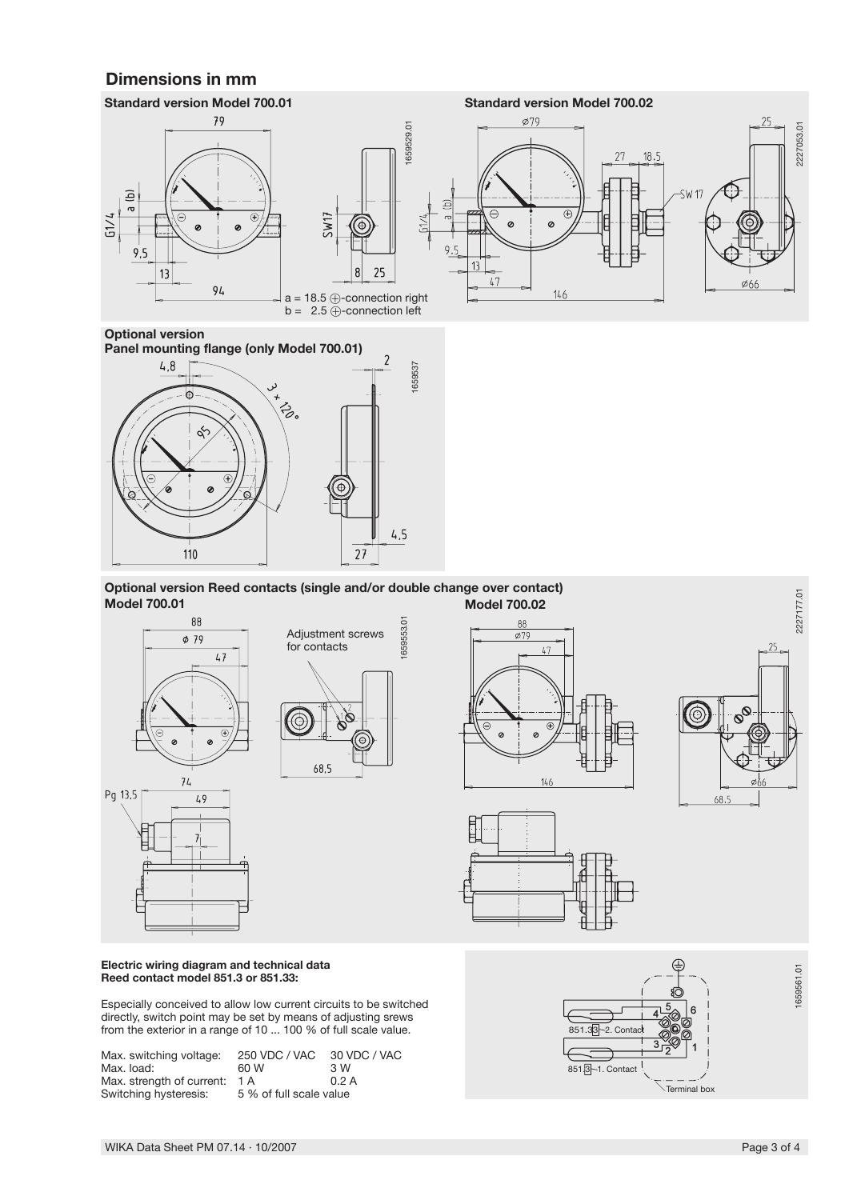## Dimensions in mm

**Standard version Model 700.01**

a = 18.5 ⊕-connection right
b = 2.5 ⊕-connection left

**Standard version Model 700.02**

**Optional version**
**Panel mounting flange (only Model 700.01)**

**Optional version Reed contacts (single and/or double change over contact)**

**Model 700.01**

Adjustment screws for contacts

**Model 700.02**

**Electric wiring diagram and technical data**
**Reed contact model 851.3 or 851.33:**

Especially conceived to allow low current circuits to be switched directly, switch point may be set by means of adjusting srews from the exterior in a range of 10 ... 100 % of full scale value.

| | | |
|---|---|---|
| Max. switching voltage: | 250 VDC / VAC | 30 VDC / VAC |
| Max. load: | 60 W | 3 W |
| Max. strength of current: | 1 A | 0.2 A |
| Switching hysteresis: | 5 % of full scale value | |

851.33 – 2. Contact
851.3 – 1. Contact
Terminal box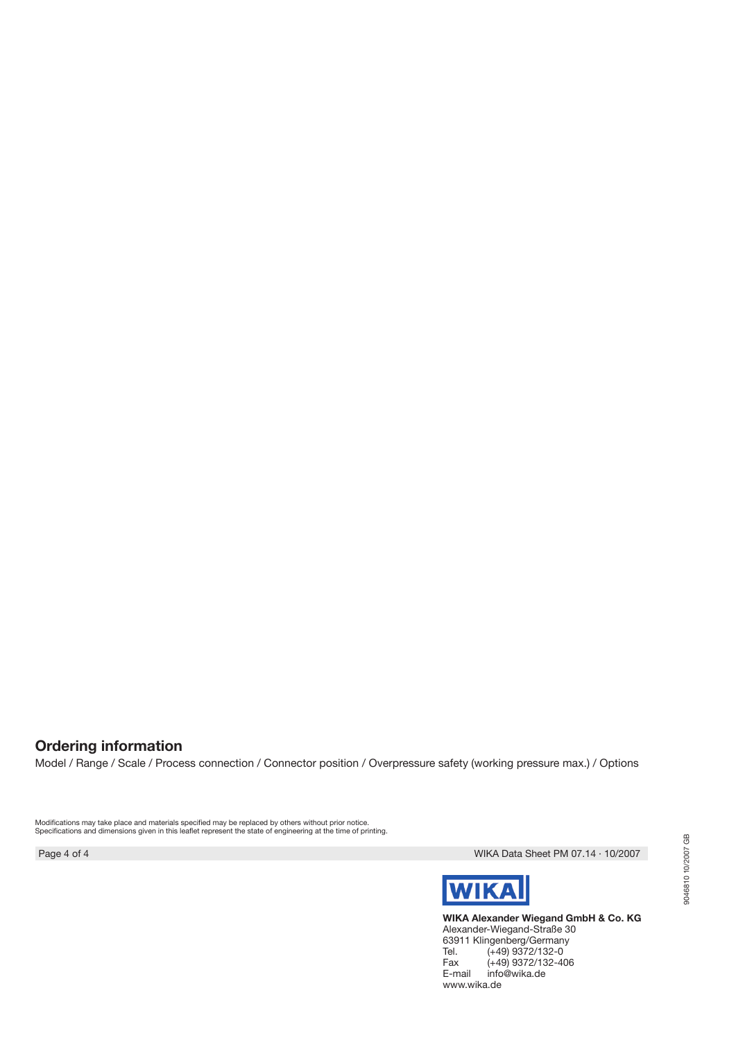## Ordering information

Model / Range / Scale / Process connection / Connector position / Overpressure safety (working pressure max.) / Options

Modifications may take place and materials specified may be replaced by others without prior notice.
Specifications and dimensions given in this leaflet represent the state of engineering at the time of printing.

**WIKA Alexander Wiegand GmbH & Co. KG**
Alexander-Wiegand-Straße 30
63911 Klingenberg/Germany
Tel. (+49) 9372/132-0
Fax (+49) 9372/132-406
E-mail info@wika.de
www.wika.de

9046810 10/2007 GB